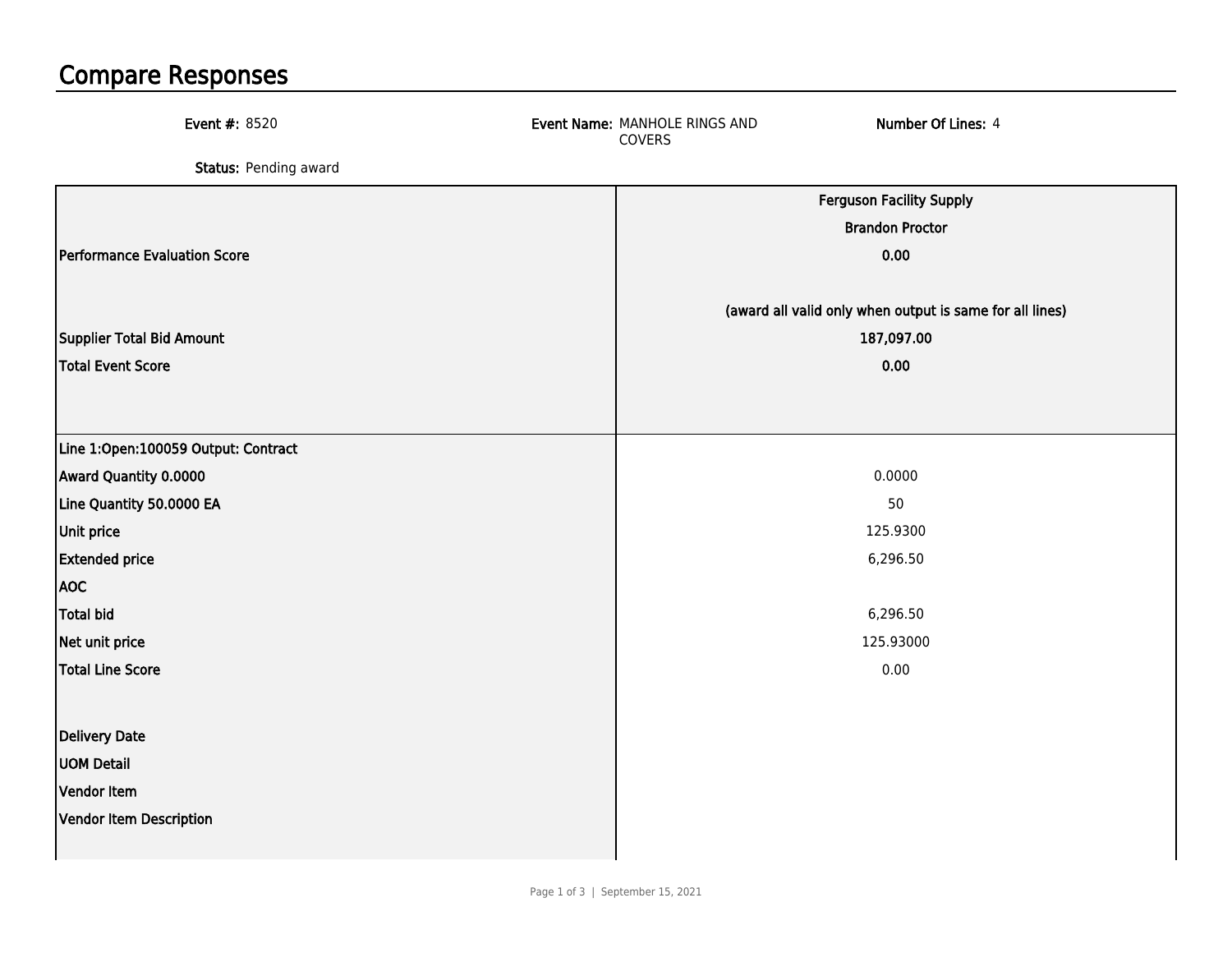# Compare Responses

**Event #:** 8520 **Event Name:** MANHOLE RINGS AND COVERS **Number Of Lines:** 4

**Status:** Pending award

| | Ferguson Facility Supply<br>Brandon Proctor |
|---|---|
| **Performance Evaluation Score** | **0.00** |
| | **(award all valid only when output is same for all lines)** |
| **Supplier Total Bid Amount** | **187,097.00** |
| **Total Event Score** | **0.00** |
| **Line 1:Open:100059 Output: Contract** | |
| **Award Quantity 0.0000** | 0.0000 |
| **Line Quantity 50.0000 EA** | 50 |
| **Unit price** | 125.9300 |
| **Extended price** | 6,296.50 |
| **AOC** | |
| **Total bid** | 6,296.50 |
| **Net unit price** | 125.93000 |
| **Total Line Score** | 0.00 |
| **Delivery Date** | |
| **UOM Detail** | |
| **Vendor Item** | |
| **Vendor Item Description** | |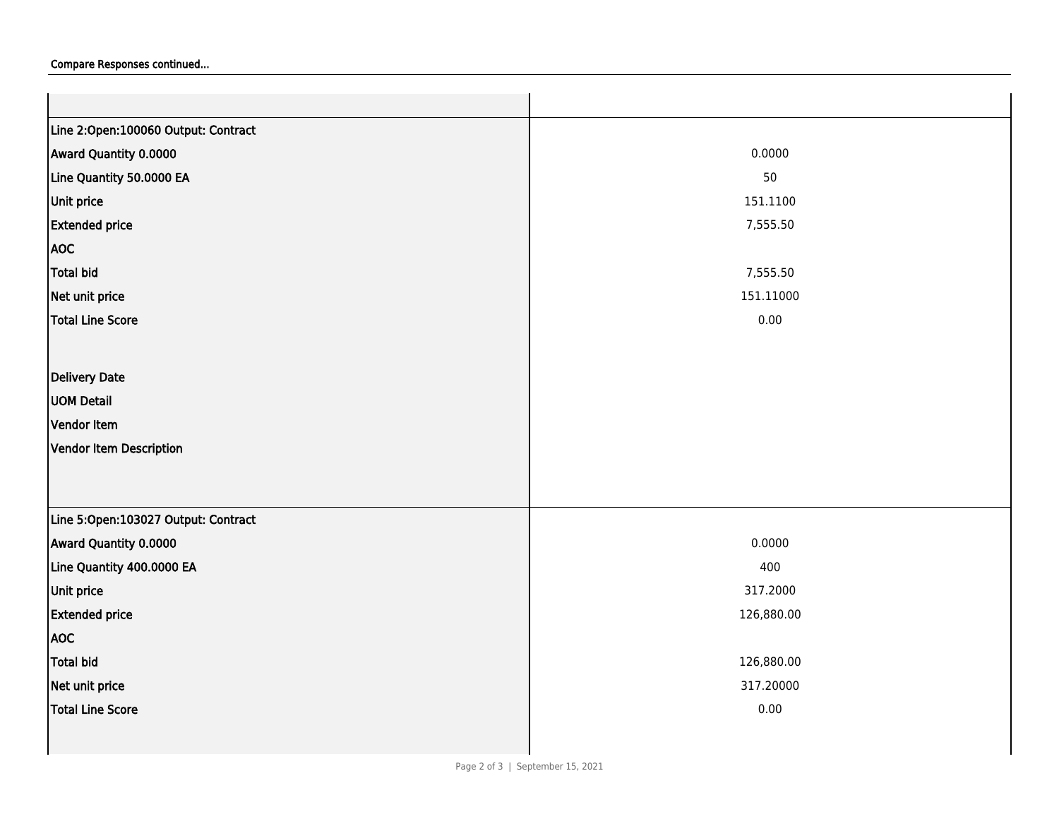Compare Responses continued...

| | |
|---|---|
| **Line 2:Open:100060 Output: Contract** | |
| **Award Quantity 0.0000** | 0.0000 |
| **Line Quantity 50.0000 EA** | 50 |
| **Unit price** | 151.1100 |
| **Extended price** | 7,555.50 |
| **AOC** | |
| **Total bid** | 7,555.50 |
| **Net unit price** | 151.11000 |
| **Total Line Score** | 0.00 |
| **Delivery Date** | |
| **UOM Detail** | |
| **Vendor Item** | |
| **Vendor Item Description** | |
| **Line 5:Open:103027 Output: Contract** | |
| **Award Quantity 0.0000** | 0.0000 |
| **Line Quantity 400.0000 EA** | 400 |
| **Unit price** | 317.2000 |
| **Extended price** | 126,880.00 |
| **AOC** | |
| **Total bid** | 126,880.00 |
| **Net unit price** | 317.20000 |
| **Total Line Score** | 0.00 |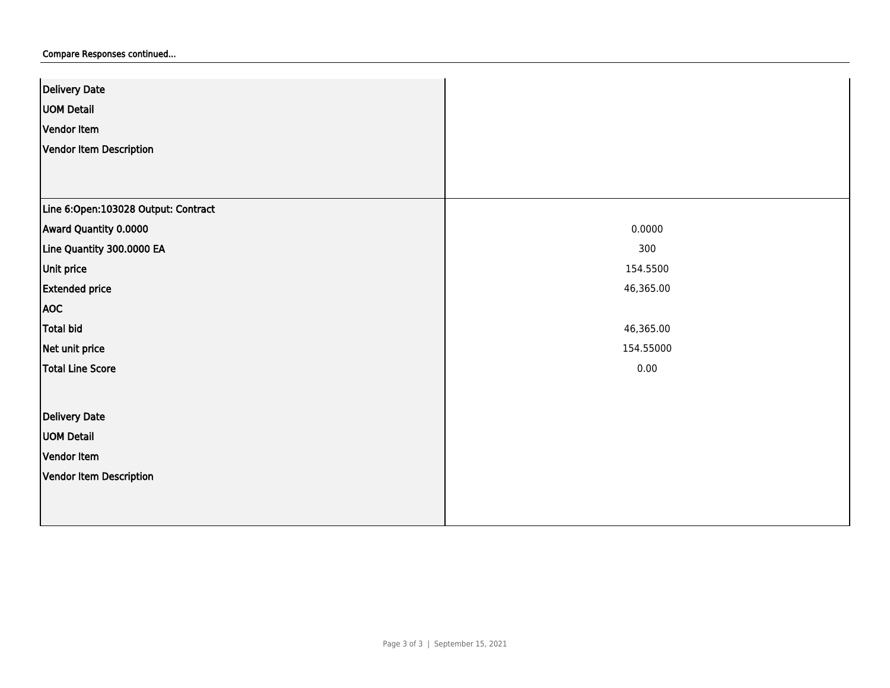| | |
|---|---|
| **Delivery Date** | |
| **UOM Detail** | |
| **Vendor Item** | |
| **Vendor Item Description** | |
| **Line 6:Open:103028 Output: Contract** | |
| **Award Quantity 0.0000** | 0.0000 |
| **Line Quantity 300.0000 EA** | 300 |
| **Unit price** | 154.5500 |
| **Extended price** | 46,365.00 |
| **AOC** | |
| **Total bid** | 46,365.00 |
| **Net unit price** | 154.55000 |
| **Total Line Score** | 0.00 |
| **Delivery Date** | |
| **UOM Detail** | |
| **Vendor Item** | |
| **Vendor Item Description** | |